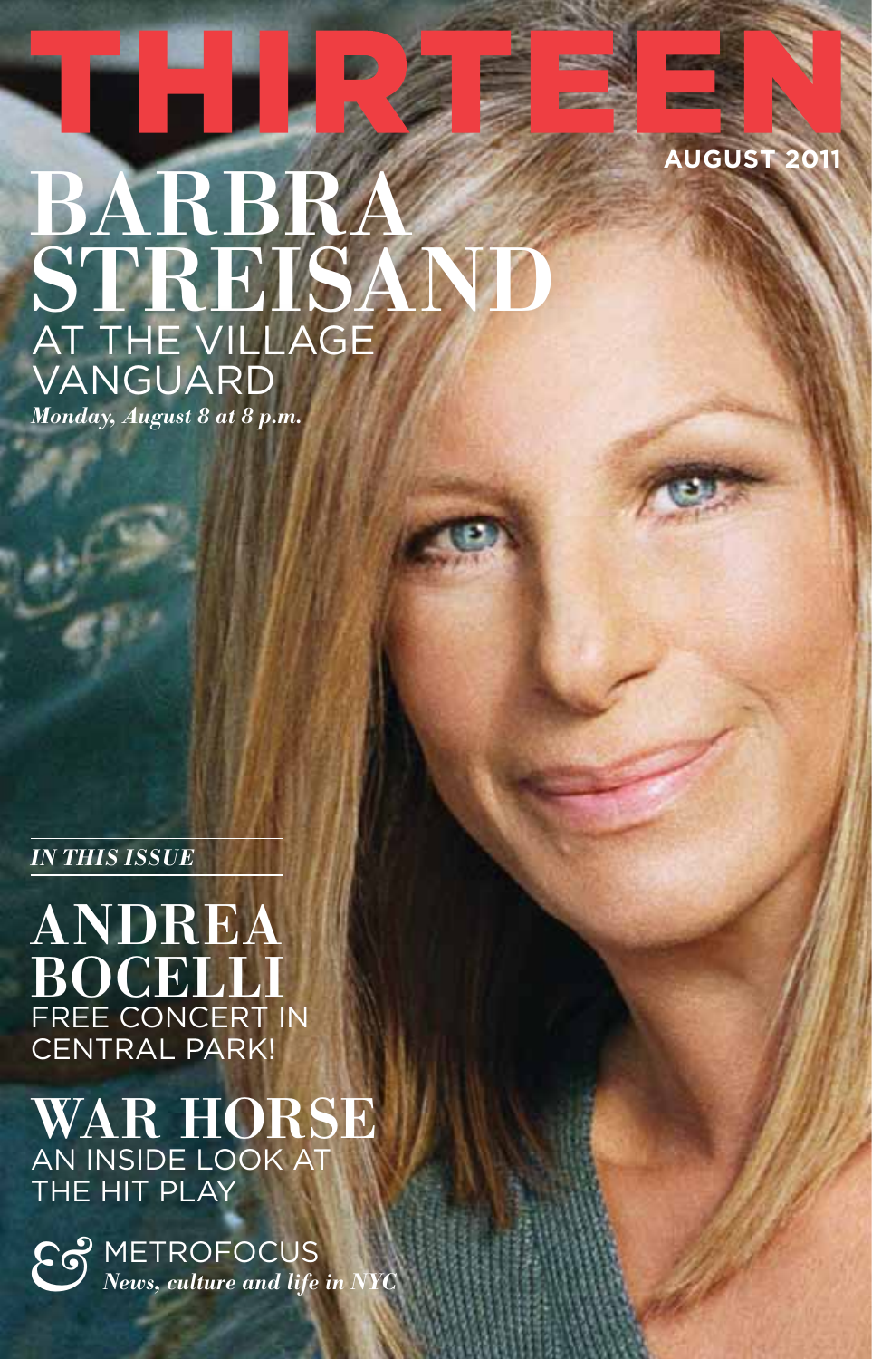# THIRTEEN

**AUGUST 2011**

## BARBRA STREISAND

AT THE VILLAGE VANGUARD

*Monday, August 8 at 8 p.m.*

*IN THIS ISSUE*

## ANDREA BOCELLI

FREE CONCERT IN CENTRAL PARK!

## WAR HORSE

AN INSIDE LOOK AT THE HIT PLAY

& METROFOCUS

*News, culture and life in NYC*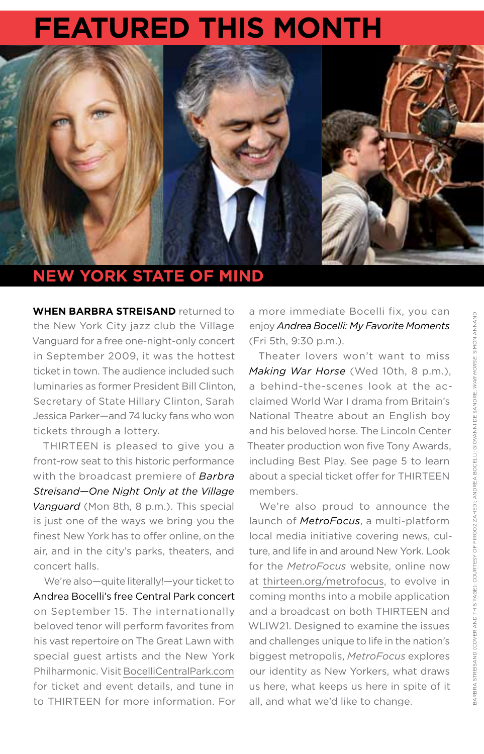# FEATURED THIS MONTH

## NEW YORK STATE OF MIND

**WHEN BARBRA STREISAND** returned to the New York City jazz club the Village Vanguard for a free one-night-only concert in September 2009, it was the hottest ticket in town. The audience included such luminaries as former President Bill Clinton, Secretary of State Hillary Clinton, Sarah Jessica Parker—and 74 lucky fans who won tickets through a lottery.

THIRTEEN is pleased to give you a front-row seat to this historic performance with the broadcast premiere of *Barbra Streisand—One Night Only at the Village Vanguard* (Mon 8th, 8 p.m.). This special is just one of the ways we bring you the finest New York has to offer online, on the air, and in the city's parks, theaters, and concert halls.

We're also—quite literally!—your ticket to Andrea Bocelli's free Central Park concert on September 15. The internationally beloved tenor will perform favorites from his vast repertoire on The Great Lawn with special guest artists and the New York Philharmonic. Visit BocelliCentralPark.com for ticket and event details, and tune in to THIRTEEN for more information. For a more immediate Bocelli fix, you can enjoy *Andrea Bocelli: My Favorite Moments* (Fri 5th, 9:30 p.m.).

Theater lovers won't want to miss *Making War Horse* (Wed 10th, 8 p.m.), a behind-the-scenes look at the acclaimed World War I drama from Britain's National Theatre about an English boy and his beloved horse. The Lincoln Center Theater production won five Tony Awards, including Best Play. See page 5 to learn about a special ticket offer for THIRTEEN members.

We're also proud to announce the launch of *MetroFocus*, a multi-platform local media initiative covering news, culture, and life in and around New York. Look for the *MetroFocus* website, online now at thirteen.org/metrofocus, to evolve in coming months into a mobile application and a broadcast on both THIRTEEN and WLIW21. Designed to examine the issues and challenges unique to life in the nation's biggest metropolis, *MetroFocus* explores our identity as New Yorkers, what draws us here, what keeps us here in spite of it all, and what we'd like to change.

BARBRA STREISAND (COVER AND THIS PAGE): COURTESY OF FIROOZ ZAHEDI; ANDREA BOCELLI: GIOVANNI DE SANDRE; *WAR HORSE*: SIMON ANNAND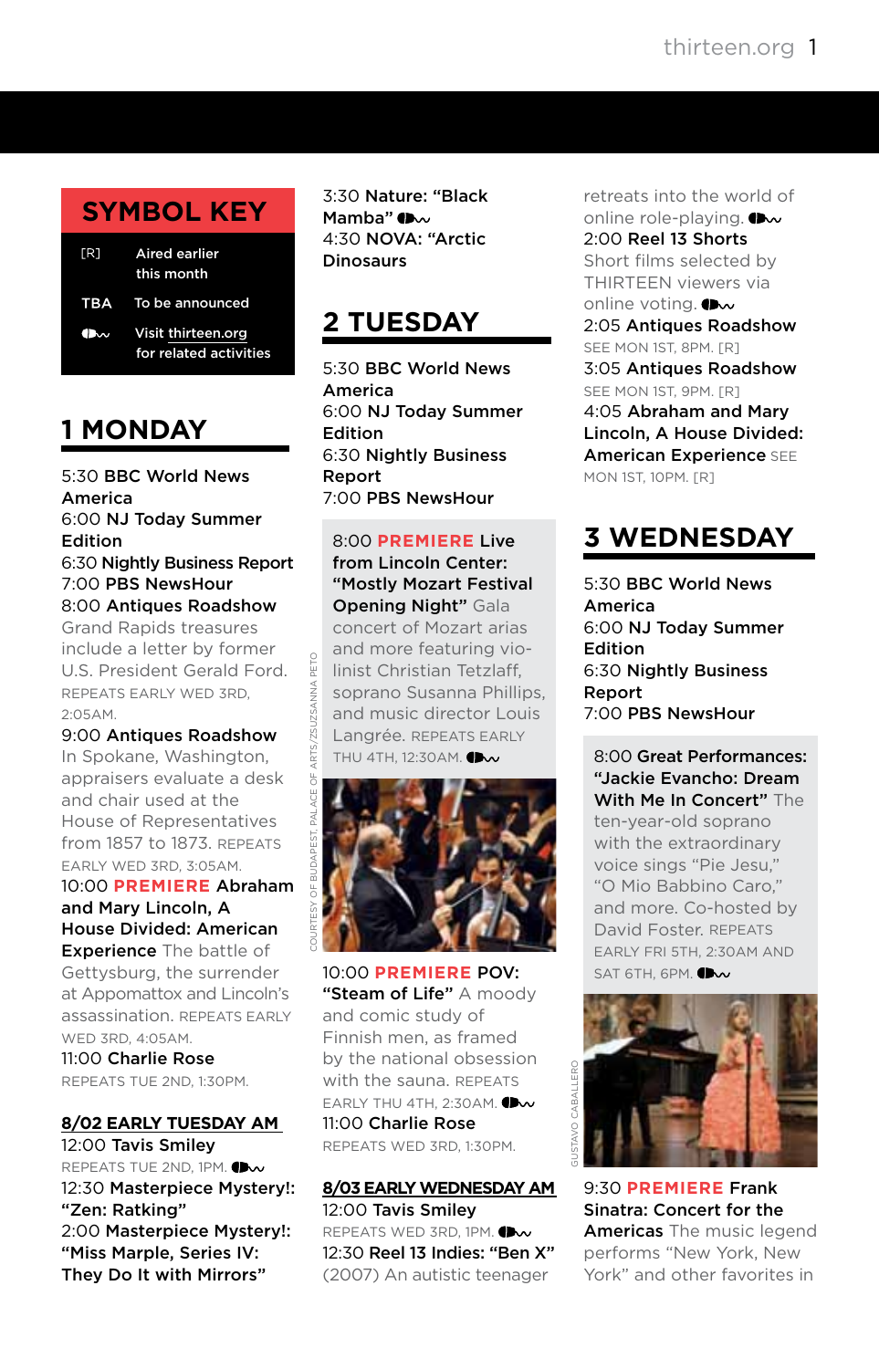## SYMBOL KEY

[R] Aired earlier this month

TBA To be announced

Visit thirteen.org for related activities

## 1 MONDAY

5:30 **BBC World News America**
6:00 **NJ Today Summer Edition**
6:30 **Nightly Business Report**
7:00 **PBS NewsHour**
8:00 **Antiques Roadshow** Grand Rapids treasures include a letter by former U.S. President Gerald Ford. REPEATS EARLY WED 3RD, 2:05AM.
9:00 **Antiques Roadshow** In Spokane, Washington, appraisers evaluate a desk and chair used at the House of Representatives from 1857 to 1873. REPEATS EARLY WED 3RD, 3:05AM.
10:00 **PREMIERE Abraham and Mary Lincoln, A House Divided: American Experience** The battle of Gettysburg, the surrender at Appomattox and Lincoln's assassination. REPEATS EARLY WED 3RD, 4:05AM.
11:00 **Charlie Rose** REPEATS TUE 2ND, 1:30PM.

### 8/02 EARLY TUESDAY AM

12:00 **Tavis Smiley** REPEATS TUE 2ND, 1PM.
12:30 **Masterpiece Mystery!: "Zen: Ratking"**
2:00 **Masterpiece Mystery!: "Miss Marple, Series IV: They Do It with Mirrors"**
3:30 **Nature: "Black Mamba"**
4:30 **NOVA: "Arctic Dinosaurs**

## 2 TUESDAY

5:30 **BBC World News America**
6:00 **NJ Today Summer Edition**
6:30 **Nightly Business Report**
7:00 **PBS NewsHour**

8:00 **PREMIERE Live from Lincoln Center: "Mostly Mozart Festival Opening Night"** Gala concert of Mozart arias and more featuring violinist Christian Tetzlaff, soprano Susanna Phillips, and music director Louis Langrée. REPEATS EARLY THU 4TH, 12:30AM.

COURTESY OF BUDAPEST, PALACE OF ARTS/ZSUZSANNA PETO

10:00 **PREMIERE POV: "Steam of Life"** A moody and comic study of Finnish men, as framed by the national obsession with the sauna. REPEATS EARLY THU 4TH, 2:30AM.
11:00 **Charlie Rose** REPEATS WED 3RD, 1:30PM.

### 8/03 EARLY WEDNESDAY AM

12:00 **Tavis Smiley** REPEATS WED 3RD, 1PM.
12:30 **Reel 13 Indies: "Ben X"** (2007) An autistic teenager retreats into the world of online role-playing.
2:00 **Reel 13 Shorts** Short films selected by THIRTEEN viewers via online voting.
2:05 **Antiques Roadshow** SEE MON 1ST, 8PM. [R]
3:05 **Antiques Roadshow** SEE MON 1ST, 9PM. [R]
4:05 **Abraham and Mary Lincoln, A House Divided: American Experience** SEE MON 1ST, 10PM. [R]

## 3 WEDNESDAY

5:30 **BBC World News America**
6:00 **NJ Today Summer Edition**
6:30 **Nightly Business Report**
7:00 **PBS NewsHour**

8:00 **Great Performances: "Jackie Evancho: Dream With Me In Concert"** The ten-year-old soprano with the extraordinary voice sings "Pie Jesu," "O Mio Babbino Caro," and more. Co-hosted by David Foster. REPEATS EARLY FRI 5TH, 2:30AM AND SAT 6TH, 6PM.

GUSTAVO CABALLERO

9:30 **PREMIERE Frank Sinatra: Concert for the Americas** The music legend performs "New York, New York" and other favorites in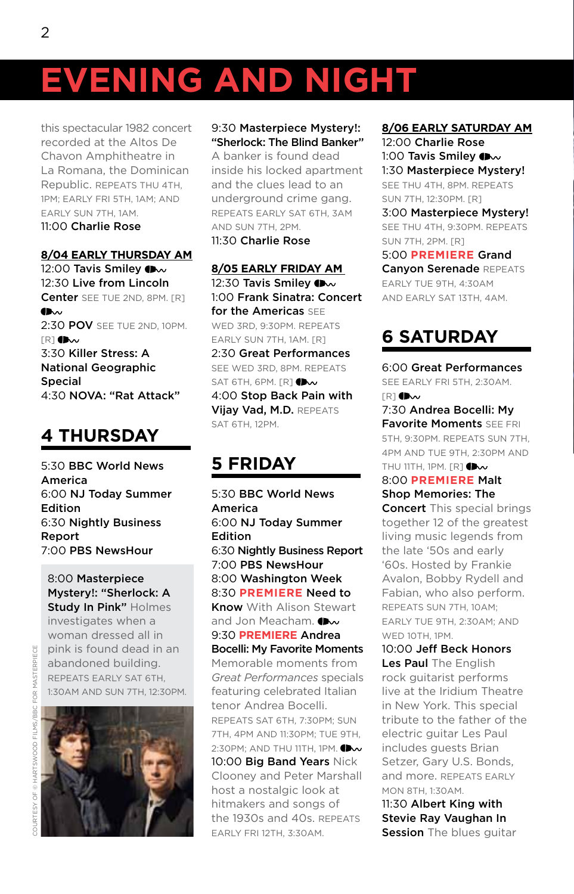# EVENING AND NIGHT

this spectacular 1982 concert recorded at the Altos De Chavon Amphitheatre in La Romana, the Dominican Republic. REPEATS THU 4TH, 1PM; EARLY FRI 5TH, 1AM; AND EARLY SUN 7TH, 1AM.

11:00 **Charlie Rose**

**8/04 EARLY THURSDAY AM**

12:00 **Tavis Smiley**

12:30 **Live from Lincoln Center** SEE TUE 2ND, 8PM. [R]

2:30 **POV** SEE TUE 2ND, 10PM. [R]

3:30 **Killer Stress: A National Geographic Special**

4:30 **NOVA: "Rat Attack"**

## 4 THURSDAY

5:30 **BBC World News America**

6:00 **NJ Today Summer Edition**

6:30 **Nightly Business Report**

7:00 **PBS NewsHour**

8:00 **Masterpiece Mystery!: "Sherlock: A Study In Pink"** Holmes investigates when a woman dressed all in pink is found dead in an abandoned building. REPEATS EARLY SAT 6TH, 1:30AM AND SUN 7TH, 12:30PM.

COURTESY OF © HARTSWOOD FILMS/BBC FOR MASTERPIECE

9:30 **Masterpiece Mystery!: "Sherlock: The Blind Banker"** A banker is found dead inside his locked apartment and the clues lead to an underground crime gang. REPEATS EARLY SAT 6TH, 3AM AND SUN 7TH, 2PM.

11:30 **Charlie Rose**

**8/05 EARLY FRIDAY AM**

12:30 **Tavis Smiley**

1:00 **Frank Sinatra: Concert for the Americas** SEE WED 3RD, 9:30PM. REPEATS EARLY SUN 7TH, 1AM. [R]

2:30 **Great Performances** SEE WED 3RD, 8PM. REPEATS SAT 6TH, 6PM. [R]

4:00 **Stop Back Pain with Vijay Vad, M.D.** REPEATS SAT 6TH, 12PM.

## 5 FRIDAY

5:30 **BBC World News America**

6:00 **NJ Today Summer Edition**

6:30 **Nightly Business Report**

7:00 **PBS NewsHour**

8:00 **Washington Week**

8:30 **PREMIERE Need to Know** With Alison Stewart and Jon Meacham.

9:30 **PREMIERE Andrea Bocelli: My Favorite Moments** Memorable moments from *Great Performances* specials featuring celebrated Italian tenor Andrea Bocelli. REPEATS SAT 6TH, 7:30PM; SUN 7TH, 4PM AND 11:30PM; TUE 9TH, 2:30PM; AND THU 11TH, 1PM.

10:00 **Big Band Years** Nick Clooney and Peter Marshall host a nostalgic look at hitmakers and songs of the 1930s and 40s. REPEATS EARLY FRI 12TH, 3:30AM.

**8/06 EARLY SATURDAY AM**

12:00 **Charlie Rose**

1:00 **Tavis Smiley**

1:30 **Masterpiece Mystery!** SEE THU 4TH, 8PM. REPEATS SUN 7TH, 12:30PM. [R]

3:00 **Masterpiece Mystery!** SEE THU 4TH, 9:30PM. REPEATS SUN 7TH, 2PM. [R]

5:00 **PREMIERE Grand Canyon Serenade** REPEATS EARLY TUE 9TH, 4:30AM AND EARLY SAT 13TH, 4AM.

## 6 SATURDAY

6:00 **Great Performances** SEE EARLY FRI 5TH, 2:30AM. [R]

7:30 **Andrea Bocelli: My Favorite Moments** SEE FRI 5TH, 9:30PM. REPEATS SUN 7TH, 4PM AND TUE 9TH, 2:30PM AND THU 11TH, 1PM. [R]

8:00 **PREMIERE Malt Shop Memories: The Concert** This special brings together 12 of the greatest living music legends from the late '50s and early '60s. Hosted by Frankie Avalon, Bobby Rydell and Fabian, who also perform. REPEATS SUN 7TH, 10AM; EARLY TUE 9TH, 2:30AM; AND WED 10TH, 1PM.

10:00 **Jeff Beck Honors Les Paul** The English rock guitarist performs live at the Iridium Theatre in New York. This special tribute to the father of the electric guitar Les Paul includes guests Brian Setzer, Gary U.S. Bonds, and more. REPEATS EARLY MON 8TH, 1:30AM.

11:30 **Albert King with Stevie Ray Vaughan In Session** The blues guitar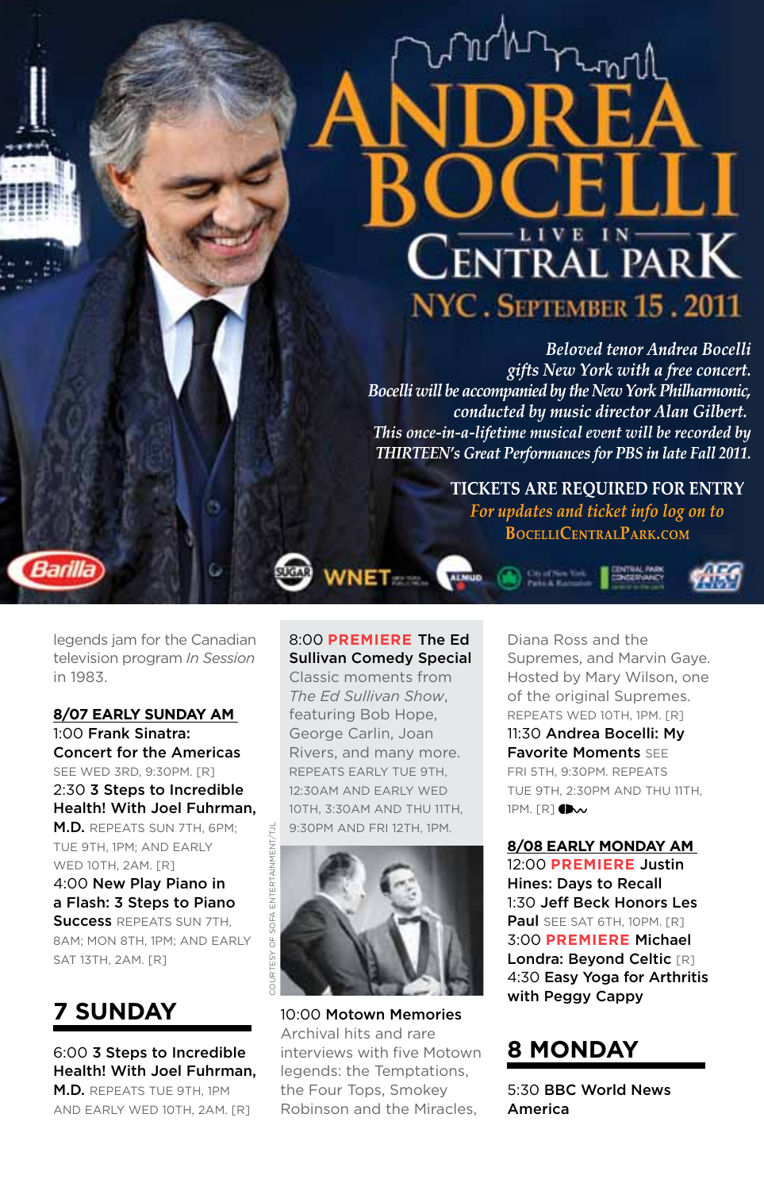# ANDREA BOCELLI

## LIVE IN CENTRAL PARK

### NYC . SEPTEMBER 15 . 2011

*Beloved tenor Andrea Bocelli gifts New York with a free concert. Bocelli will be accompanied by the New York Philharmonic, conducted by music director Alan Gilbert. This once-in-a-lifetime musical event will be recorded by THIRTEEN's Great Performances for PBS in late Fall 2011.*

**TICKETS ARE REQUIRED FOR ENTRY**

*For updates and ticket info log on to*
BOCELLICENTRALPARK.COM

legends jam for the Canadian television program *In Session* in 1983.

**8/07 EARLY SUNDAY AM**

1:00 **Frank Sinatra: Concert for the Americas** SEE WED 3RD, 9:30PM. [R]

2:30 **3 Steps to Incredible Health! With Joel Fuhrman, M.D.** REPEATS SUN 7TH, 6PM; TUE 9TH, 1PM; AND EARLY WED 10TH, 2AM. [R]

4:00 **New Play Piano in a Flash: 3 Steps to Piano Success** REPEATS SUN 7TH, 8AM; MON 8TH, 1PM; AND EARLY SAT 13TH, 2AM. [R]

## 7 SUNDAY

6:00 **3 Steps to Incredible Health! With Joel Fuhrman, M.D.** REPEATS TUE 9TH, 1PM AND EARLY WED 10TH, 2AM. [R]

8:00 **PREMIERE The Ed Sullivan Comedy Special** Classic moments from *The Ed Sullivan Show*, featuring Bob Hope, George Carlin, Joan Rivers, and many more. REPEATS EARLY TUE 9TH, 12:30AM AND EARLY WED 10TH, 3:30AM AND THU 11TH, 9:30PM AND FRI 12TH, 1PM.

COURTESY OF SOFA ENTERTAINMENT/TJL

10:00 **Motown Memories** Archival hits and rare interviews with five Motown legends: the Temptations, the Four Tops, Smokey Robinson and the Miracles, Diana Ross and the Supremes, and Marvin Gaye. Hosted by Mary Wilson, one of the original Supremes. REPEATS WED 10TH, 1PM. [R]

11:30 **Andrea Bocelli: My Favorite Moments** SEE FRI 5TH, 9:30PM. REPEATS TUE 9TH, 2:30PM AND THU 11TH, 1PM. [R]

**8/08 EARLY MONDAY AM**

12:00 **PREMIERE Justin Hines: Days to Recall**

1:30 **Jeff Beck Honors Les Paul** SEE SAT 6TH, 10PM. [R]

3:00 **PREMIERE Michael Londra: Beyond Celtic** [R]

4:30 **Easy Yoga for Arthritis with Peggy Cappy**

## 8 MONDAY

5:30 **BBC World News America**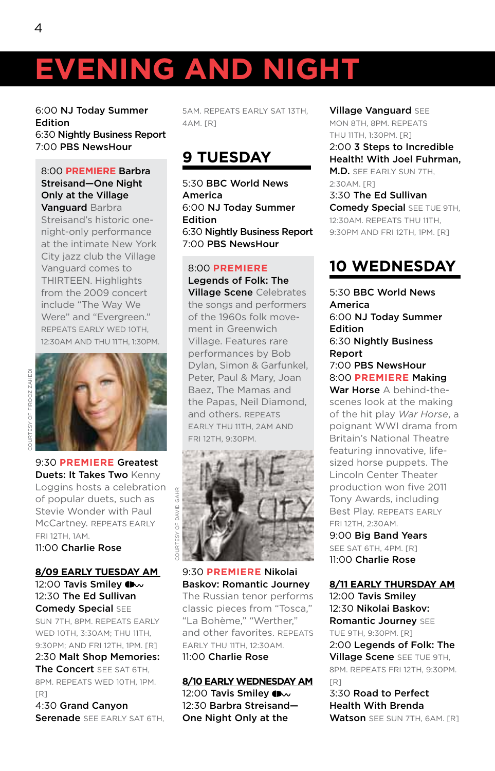# EVENING AND NIGHT

6:00 **NJ Today Summer Edition**
6:30 **Nightly Business Report**
7:00 **PBS NewsHour**

8:00 **PREMIERE Barbra Streisand—One Night Only at the Village Vanguard** Barbra Streisand's historic one-night-only performance at the intimate New York City jazz club the Village Vanguard comes to THIRTEEN. Highlights from the 2009 concert include "The Way We Were" and "Evergreen." REPEATS EARLY WED 10TH, 12:30AM AND THU 11TH, 1:30PM.

COURTESY OF FIROOZ ZAHEDI

9:30 **PREMIERE Greatest Duets: It Takes Two** Kenny Loggins hosts a celebration of popular duets, such as Stevie Wonder with Paul McCartney. REPEATS EARLY FRI 12TH, 1AM.
11:00 **Charlie Rose**

**8/09 EARLY TUESDAY AM**

12:00 **Tavis Smiley**
12:30 **The Ed Sullivan Comedy Special** SEE SUN 7TH, 8PM. REPEATS EARLY WED 10TH, 3:30AM; THU 11TH, 9:30PM; AND FRI 12TH, 1PM. [R]
2:30 **Malt Shop Memories: The Concert** SEE SAT 6TH, 8PM. REPEATS WED 10TH, 1PM. [R]
4:30 **Grand Canyon Serenade** SEE EARLY SAT 6TH, 5AM. REPEATS EARLY SAT 13TH, 4AM. [R]

## 9 TUESDAY

5:30 **BBC World News America**
6:00 **NJ Today Summer Edition**
6:30 **Nightly Business Report**
7:00 **PBS NewsHour**

8:00 **PREMIERE Legends of Folk: The Village Scene** Celebrates the songs and performers of the 1960s folk movement in Greenwich Village. Features rare performances by Bob Dylan, Simon & Garfunkel, Peter, Paul & Mary, Joan Baez, The Mamas and the Papas, Neil Diamond, and others. REPEATS EARLY THU 11TH, 2AM AND FRI 12TH, 9:30PM.

COURTESY OF DAVID GAHR

9:30 **PREMIERE Nikolai Baskov: Romantic Journey** The Russian tenor performs classic pieces from "Tosca," "La Bohème," "Werther," and other favorites. REPEATS EARLY THU 11TH, 12:30AM.
11:00 **Charlie Rose**

**8/10 EARLY WEDNESDAY AM**

12:00 **Tavis Smiley**
12:30 **Barbra Streisand—One Night Only at the Village Vanguard** SEE MON 8TH, 8PM. REPEATS THU 11TH, 1:30PM. [R]
2:00 **3 Steps to Incredible Health! With Joel Fuhrman, M.D.** SEE EARLY SUN 7TH, 2:30AM. [R]
3:30 **The Ed Sullivan Comedy Special** SEE TUE 9TH, 12:30AM. REPEATS THU 11TH, 9:30PM AND FRI 12TH, 1PM. [R]

## 10 WEDNESDAY

5:30 **BBC World News America**
6:00 **NJ Today Summer Edition**
6:30 **Nightly Business Report**
7:00 **PBS NewsHour**
8:00 **PREMIERE Making War Horse** A behind-the-scenes look at the making of the hit play *War Horse*, a poignant WWI drama from Britain's National Theatre featuring innovative, life-sized horse puppets. The Lincoln Center Theater production won five 2011 Tony Awards, including Best Play. REPEATS EARLY FRI 12TH, 2:30AM.
9:00 **Big Band Years** SEE SAT 6TH, 4PM. [R]
11:00 **Charlie Rose**

**8/11 EARLY THURSDAY AM**

12:00 **Tavis Smiley**
12:30 **Nikolai Baskov: Romantic Journey** SEE TUE 9TH, 9:30PM. [R]
2:00 **Legends of Folk: The Village Scene** SEE TUE 9TH, 8PM. REPEATS FRI 12TH, 9:30PM. [R]
3:30 **Road to Perfect Health With Brenda Watson** SEE SUN 7TH, 6AM. [R]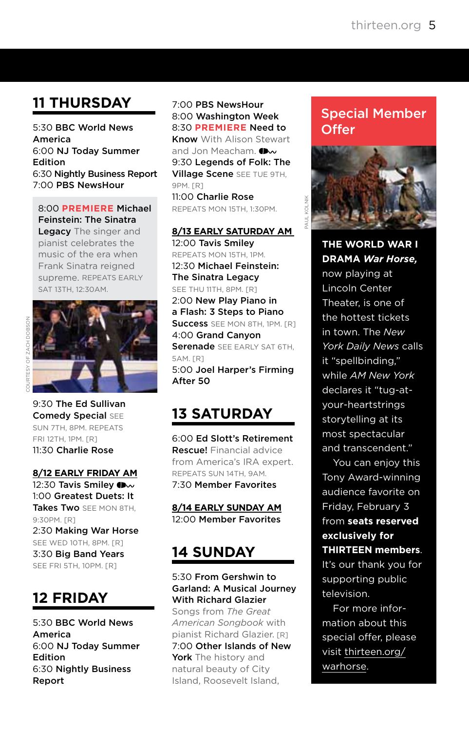## 11 THURSDAY

5:30 **BBC World News America**
6:00 **NJ Today Summer Edition**
6:30 **Nightly Business Report**
7:00 **PBS NewsHour**

8:00 **PREMIERE Michael Feinstein: The Sinatra Legacy** The singer and pianist celebrates the music of the era when Frank Sinatra reigned supreme. REPEATS EARLY SAT 13TH, 12:30AM.

COURTESY OF ZACH DOBSON

9:30 **The Ed Sullivan Comedy Special** SEE SUN 7TH, 8PM. REPEATS FRI 12TH, 1PM. [R]
11:30 **Charlie Rose**

### 8/12 EARLY FRIDAY AM

12:30 **Tavis Smiley**
1:00 **Greatest Duets: It Takes Two** SEE MON 8TH, 9:30PM. [R]
2:30 **Making War Horse** SEE WED 10TH, 8PM. [R]
3:30 **Big Band Years** SEE FRI 5TH, 10PM. [R]

## 12 FRIDAY

5:30 **BBC World News America**
6:00 **NJ Today Summer Edition**
6:30 **Nightly Business Report**
7:00 **PBS NewsHour**
8:00 **Washington Week**
8:30 **PREMIERE Need to Know** With Alison Stewart and Jon Meacham.
9:30 **Legends of Folk: The Village Scene** SEE TUE 9TH, 9PM. [R]
11:00 **Charlie Rose** REPEATS MON 15TH, 1:30PM.

### 8/13 EARLY SATURDAY AM

12:00 **Tavis Smiley** REPEATS MON 15TH, 1PM.
12:30 **Michael Feinstein: The Sinatra Legacy** SEE THU 11TH, 8PM. [R]
2:00 **New Play Piano in a Flash: 3 Steps to Piano Success** SEE MON 8TH, 1PM. [R]
4:00 **Grand Canyon Serenade** SEE EARLY SAT 6TH, 5AM. [R]
5:00 **Joel Harper's Firming After 50**

## 13 SATURDAY

6:00 **Ed Slott's Retirement Rescue!** Financial advice from America's IRA expert. REPEATS SUN 14TH, 9AM.
7:30 **Member Favorites**

### 8/14 EARLY SUNDAY AM

12:00 **Member Favorites**

## 14 SUNDAY

5:30 **From Gershwin to Garland: A Musical Journey With Richard Glazier** Songs from *The Great American Songbook* with pianist Richard Glazier. [R]
7:00 **Other Islands of New York** The history and natural beauty of City Island, Roosevelt Island,

## Special Member Offer

PAUL KOLNIK

**THE WORLD WAR I DRAMA *War Horse*,** now playing at Lincoln Center Theater, is one of the hottest tickets in town. The *New York Daily News* calls it "spellbinding," while *AM New York* declares it "tug-at-your-heartstrings storytelling at its most spectacular and transcendent."

You can enjoy this Tony Award-winning audience favorite on Friday, February 3 from **seats reserved exclusively for THIRTEEN members**. It's our thank you for supporting public television.

For more information about this special offer, please visit thirteen.org/warhorse.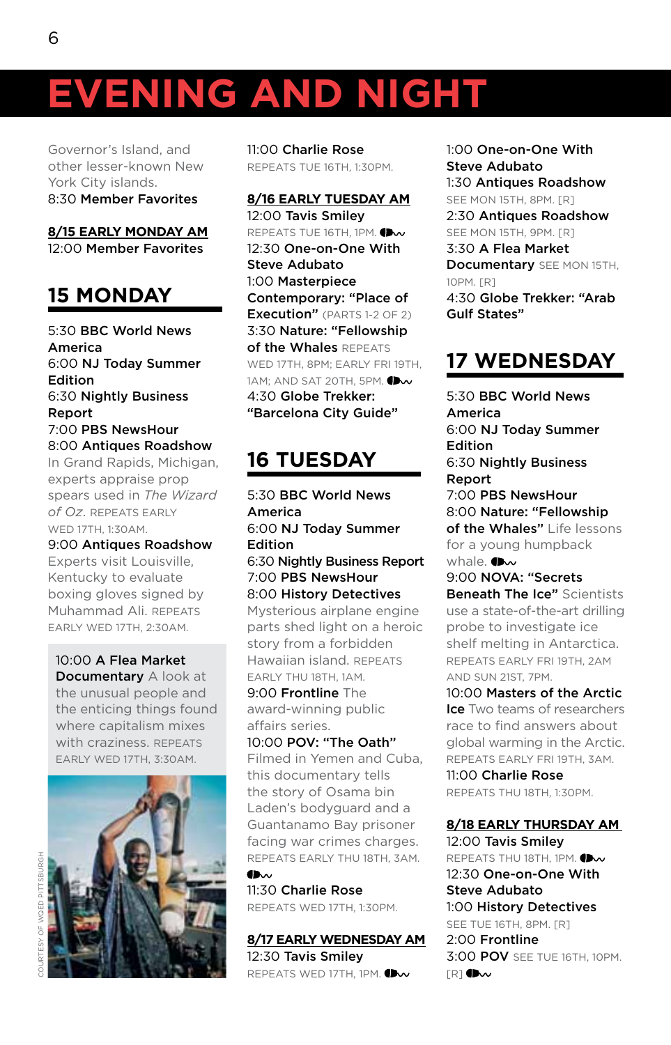# EVENING AND NIGHT

Governor's Island, and other lesser-known New York City islands.
8:30 **Member Favorites**

**8/15 EARLY MONDAY AM**
12:00 **Member Favorites**

## 15 MONDAY

5:30 **BBC World News America**
6:00 **NJ Today Summer Edition**
6:30 **Nightly Business Report**
7:00 **PBS NewsHour**
8:00 **Antiques Roadshow** In Grand Rapids, Michigan, experts appraise prop spears used in *The Wizard of Oz*. REPEATS EARLY WED 17TH, 1:30AM.
9:00 **Antiques Roadshow** Experts visit Louisville, Kentucky to evaluate boxing gloves signed by Muhammad Ali. REPEATS EARLY WED 17TH, 2:30AM.

10:00 **A Flea Market Documentary** A look at the unusual people and the enticing things found where capitalism mixes with craziness. REPEATS EARLY WED 17TH, 3:30AM.

COURTESY OF WQED PITTSBURGH

11:00 **Charlie Rose**
REPEATS TUE 16TH, 1:30PM.

**8/16 EARLY TUESDAY AM**
12:00 **Tavis Smiley**
REPEATS TUE 16TH, 1PM.
12:30 **One-on-One With Steve Adubato**
1:00 **Masterpiece Contemporary: "Place of Execution"** (PARTS 1-2 OF 2)
3:30 **Nature: "Fellowship of the Whales** REPEATS WED 17TH, 8PM; EARLY FRI 19TH, 1AM; AND SAT 20TH, 5PM.
4:30 **Globe Trekker: "Barcelona City Guide"**

## 16 TUESDAY

5:30 **BBC World News America**
6:00 **NJ Today Summer Edition**
6:30 **Nightly Business Report**
7:00 **PBS NewsHour**
8:00 **History Detectives** Mysterious airplane engine parts shed light on a heroic story from a forbidden Hawaiian island. REPEATS EARLY THU 18TH, 1AM.
9:00 **Frontline** The award-winning public affairs series.
10:00 **POV: "The Oath"** Filmed in Yemen and Cuba, this documentary tells the story of Osama bin Laden's bodyguard and a Guantanamo Bay prisoner facing war crimes charges. REPEATS EARLY THU 18TH, 3AM.
11:30 **Charlie Rose**
REPEATS WED 17TH, 1:30PM.

**8/17 EARLY WEDNESDAY AM**
12:30 **Tavis Smiley**
REPEATS WED 17TH, 1PM.
1:00 **One-on-One With Steve Adubato**
1:30 **Antiques Roadshow**
SEE MON 15TH, 8PM. [R]
2:30 **Antiques Roadshow**
SEE MON 15TH, 9PM. [R]
3:30 **A Flea Market Documentary** SEE MON 15TH, 10PM. [R]
4:30 **Globe Trekker: "Arab Gulf States"**

## 17 WEDNESDAY

5:30 **BBC World News America**
6:00 **NJ Today Summer Edition**
6:30 **Nightly Business Report**
7:00 **PBS NewsHour**
8:00 **Nature: "Fellowship of the Whales"** Life lessons for a young humpback whale.
9:00 **NOVA: "Secrets Beneath The Ice"** Scientists use a state-of-the-art drilling probe to investigate ice shelf melting in Antarctica. REPEATS EARLY FRI 19TH, 2AM AND SUN 21ST, 7PM.
10:00 **Masters of the Arctic Ice** Two teams of researchers race to find answers about global warming in the Arctic. REPEATS EARLY FRI 19TH, 3AM.
11:00 **Charlie Rose**
REPEATS THU 18TH, 1:30PM.

**8/18 EARLY THURSDAY AM**
12:00 **Tavis Smiley**
REPEATS THU 18TH, 1PM.
12:30 **One-on-One With Steve Adubato**
1:00 **History Detectives**
SEE TUE 16TH, 8PM. [R]
2:00 **Frontline**
3:00 **POV** SEE TUE 16TH, 10PM. [R]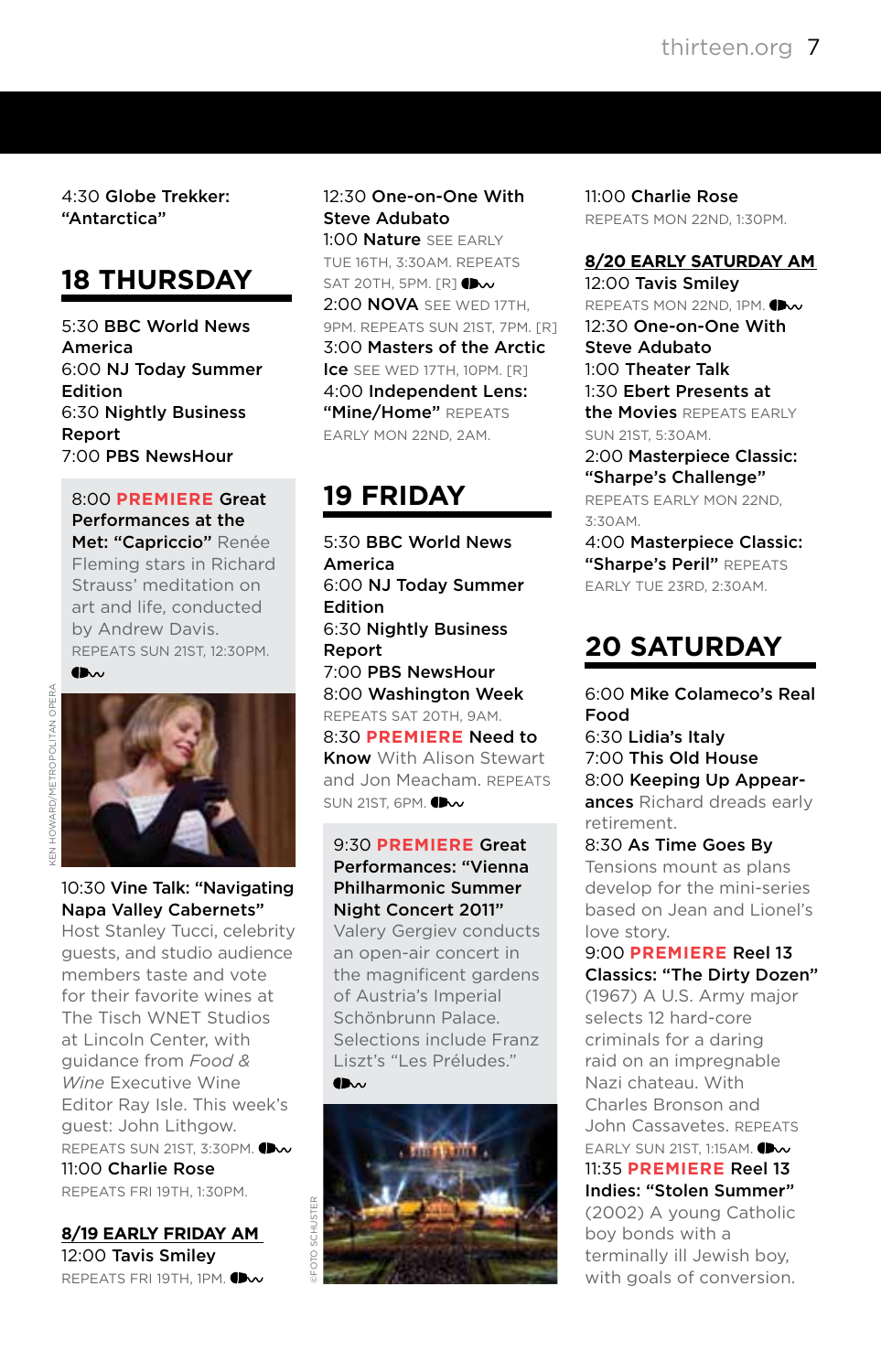4:30 **Globe Trekker: "Antarctica"**

## 18 THURSDAY

5:30 **BBC World News America**
6:00 **NJ Today Summer Edition**
6:30 **Nightly Business Report**
7:00 **PBS NewsHour**

8:00 **PREMIERE Great Performances at the Met: "Capriccio"** Renée Fleming stars in Richard Strauss' meditation on art and life, conducted by Andrew Davis. REPEATS SUN 21ST, 12:30PM.

KEN HOWARD/METROPOLITAN OPERA

10:30 **Vine Talk: "Navigating Napa Valley Cabernets"** Host Stanley Tucci, celebrity guests, and studio audience members taste and vote for their favorite wines at The Tisch WNET Studios at Lincoln Center, with guidance from *Food & Wine* Executive Wine Editor Ray Isle. This week's guest: John Lithgow. REPEATS SUN 21ST, 3:30PM.
11:00 **Charlie Rose** REPEATS FRI 19TH, 1:30PM.

### 8/19 EARLY FRIDAY AM

12:00 **Tavis Smiley** REPEATS FRI 19TH, 1PM.
12:30 **One-on-One With Steve Adubato**
1:00 **Nature** SEE EARLY TUE 16TH, 3:30AM. REPEATS SAT 20TH, 5PM. [R]
2:00 **NOVA** SEE WED 17TH, 9PM. REPEATS SUN 21ST, 7PM. [R]
3:00 **Masters of the Arctic Ice** SEE WED 17TH, 10PM. [R]
4:00 **Independent Lens: "Mine/Home"** REPEATS EARLY MON 22ND, 2AM.

## 19 FRIDAY

5:30 **BBC World News America**
6:00 **NJ Today Summer Edition**
6:30 **Nightly Business Report**
7:00 **PBS NewsHour**
8:00 **Washington Week** REPEATS SAT 20TH, 9AM.
8:30 **PREMIERE Need to Know** With Alison Stewart and Jon Meacham. REPEATS SUN 21ST, 6PM.

9:30 **PREMIERE Great Performances: "Vienna Philharmonic Summer Night Concert 2011"** Valery Gergiev conducts an open-air concert in the magnificent gardens of Austria's Imperial Schönbrunn Palace. Selections include Franz Liszt's "Les Préludes."

©FOTO SCHUSTER

11:00 **Charlie Rose** REPEATS MON 22ND, 1:30PM.

### 8/20 EARLY SATURDAY AM

12:00 **Tavis Smiley** REPEATS MON 22ND, 1PM.
12:30 **One-on-One With Steve Adubato**
1:00 **Theater Talk**
1:30 **Ebert Presents at the Movies** REPEATS EARLY SUN 21ST, 5:30AM.
2:00 **Masterpiece Classic: "Sharpe's Challenge"** REPEATS EARLY MON 22ND, 3:30AM.
4:00 **Masterpiece Classic: "Sharpe's Peril"** REPEATS EARLY TUE 23RD, 2:30AM.

## 20 SATURDAY

6:00 **Mike Colameco's Real Food**
6:30 **Lidia's Italy**
7:00 **This Old House**
8:00 **Keeping Up Appearances** Richard dreads early retirement.
8:30 **As Time Goes By** Tensions mount as plans develop for the mini-series based on Jean and Lionel's love story.
9:00 **PREMIERE Reel 13 Classics: "The Dirty Dozen"** (1967) A U.S. Army major selects 12 hard-core criminals for a daring raid on an impregnable Nazi chateau. With Charles Bronson and John Cassavetes. REPEATS EARLY SUN 21ST, 1:15AM.
11:35 **PREMIERE Reel 13 Indies: "Stolen Summer"** (2002) A young Catholic boy bonds with a terminally ill Jewish boy, with goals of conversion.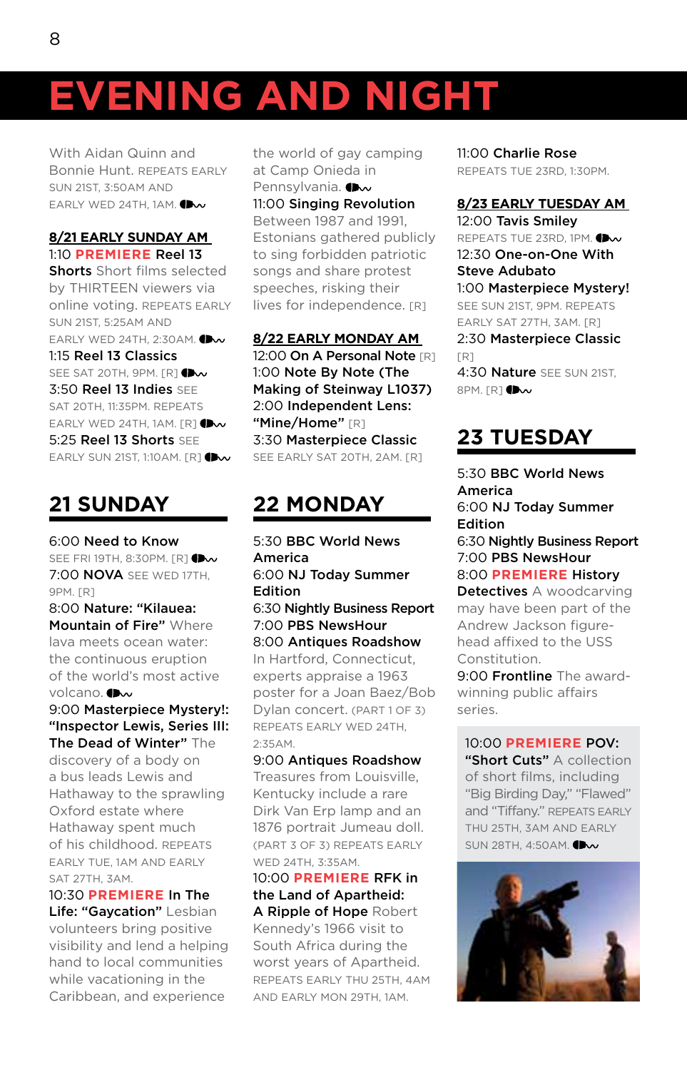# EVENING AND NIGHT

With Aidan Quinn and Bonnie Hunt. REPEATS EARLY SUN 21ST, 3:50AM AND EARLY WED 24TH, 1AM.

**8/21 EARLY SUNDAY AM**

1:10 **PREMIERE Reel 13 Shorts** Short films selected by THIRTEEN viewers via online voting. REPEATS EARLY SUN 21ST, 5:25AM AND EARLY WED 24TH, 2:30AM.

1:15 **Reel 13 Classics** SEE SAT 20TH, 9PM. [R]

3:50 **Reel 13 Indies** SEE SAT 20TH, 11:35PM. REPEATS EARLY WED 24TH, 1AM. [R]

5:25 **Reel 13 Shorts** SEE EARLY SUN 21ST, 1:10AM. [R]

## 21 SUNDAY

6:00 **Need to Know** SEE FRI 19TH, 8:30PM. [R]

7:00 **NOVA** SEE WED 17TH, 9PM. [R]

8:00 **Nature: "Kilauea: Mountain of Fire"** Where lava meets ocean water: the continuous eruption of the world's most active volcano.

9:00 **Masterpiece Mystery!: "Inspector Lewis, Series III: The Dead of Winter"** The discovery of a body on a bus leads Lewis and Hathaway to the sprawling Oxford estate where Hathaway spent much of his childhood. REPEATS EARLY TUE, 1AM AND EARLY SAT 27TH, 3AM.

10:30 **PREMIERE In The Life: "Gaycation"** Lesbian volunteers bring positive visibility and lend a helping hand to local communities while vacationing in the Caribbean, and experience the world of gay camping at Camp Onieda in Pennsylvania.

11:00 **Singing Revolution** Between 1987 and 1991, Estonians gathered publicly to sing forbidden patriotic songs and share protest speeches, risking their lives for independence. [R]

**8/22 EARLY MONDAY AM**

12:00 **On A Personal Note** [R]

1:00 **Note By Note (The Making of Steinway L1037)**

2:00 **Independent Lens: "Mine/Home"** [R]

3:30 **Masterpiece Classic** SEE EARLY SAT 20TH, 2AM. [R]

## 22 MONDAY

5:30 **BBC World News America**

6:00 **NJ Today Summer Edition**

6:30 **Nightly Business Report**

7:00 **PBS NewsHour**

8:00 **Antiques Roadshow** In Hartford, Connecticut, experts appraise a 1963 poster for a Joan Baez/Bob Dylan concert. (PART 1 OF 3) REPEATS EARLY WED 24TH, 2:35AM.

9:00 **Antiques Roadshow** Treasures from Louisville, Kentucky include a rare Dirk Van Erp lamp and an 1876 portrait Jumeau doll. (PART 3 OF 3) REPEATS EARLY WED 24TH, 3:35AM.

10:00 **PREMIERE RFK in the Land of Apartheid: A Ripple of Hope** Robert Kennedy's 1966 visit to South Africa during the worst years of Apartheid. REPEATS EARLY THU 25TH, 4AM AND EARLY MON 29TH, 1AM.

11:00 **Charlie Rose** REPEATS TUE 23RD, 1:30PM.

**8/23 EARLY TUESDAY AM**

12:00 **Tavis Smiley** REPEATS TUE 23RD, 1PM.

12:30 **One-on-One With Steve Adubato**

1:00 **Masterpiece Mystery!** SEE SUN 21ST, 9PM. REPEATS EARLY SAT 27TH, 3AM. [R]

2:30 **Masterpiece Classic** [R]

4:30 **Nature** SEE SUN 21ST, 8PM. [R]

## 23 TUESDAY

5:30 **BBC World News America**

6:00 **NJ Today Summer Edition**

6:30 **Nightly Business Report**

7:00 **PBS NewsHour**

8:00 **PREMIERE History Detectives** A woodcarving may have been part of the Andrew Jackson figurehead affixed to the USS Constitution.

9:00 **Frontline** The award-winning public affairs series.

10:00 **PREMIERE POV: "Short Cuts"** A collection of short films, including "Big Birding Day," "Flawed" and "Tiffany." REPEATS EARLY THU 25TH, 3AM AND EARLY SUN 28TH, 4:50AM.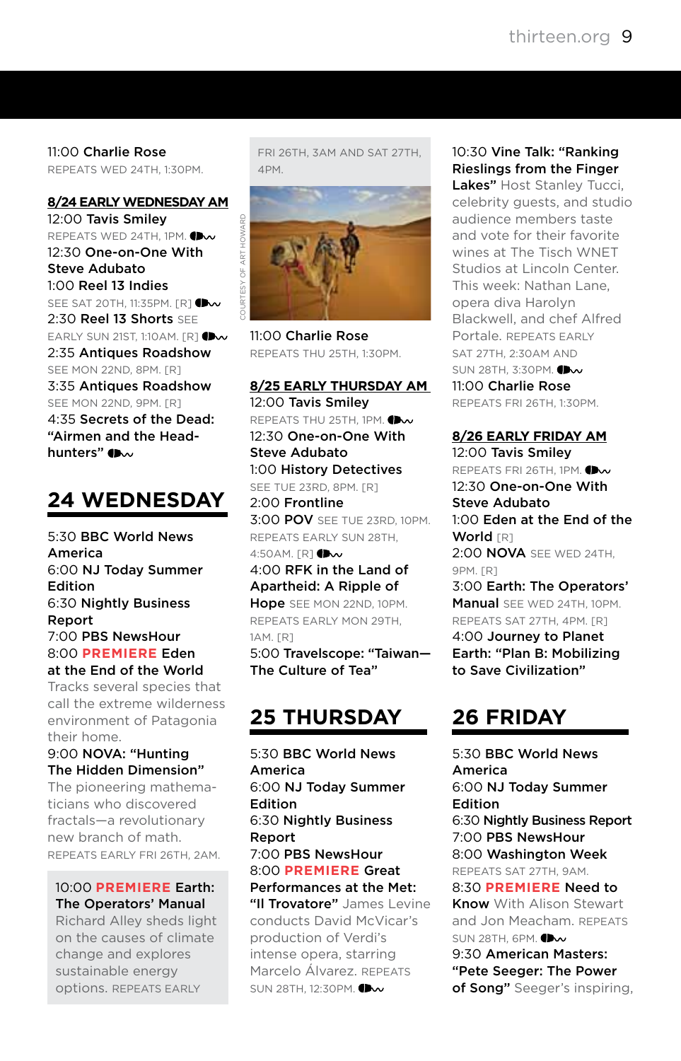11:00 **Charlie Rose**
REPEATS WED 24TH, 1:30PM.

**8/24 EARLY WEDNESDAY AM**

12:00 **Tavis Smiley**
REPEATS WED 24TH, 1PM.

12:30 **One-on-One With Steve Adubato**

1:00 **Reel 13 Indies**
SEE SAT 20TH, 11:35PM. [R]

2:30 **Reel 13 Shorts** SEE EARLY SUN 21ST, 1:10AM. [R]

2:35 **Antiques Roadshow**
SEE MON 22ND, 8PM. [R]

3:35 **Antiques Roadshow**
SEE MON 22ND, 9PM. [R]

4:35 **Secrets of the Dead: "Airmen and the Head-hunters"**

## 24 WEDNESDAY

5:30 **BBC World News America**

6:00 **NJ Today Summer Edition**

6:30 **Nightly Business Report**

7:00 **PBS NewsHour**

8:00 **PREMIERE Eden at the End of the World**
Tracks several species that call the extreme wilderness environment of Patagonia their home.

9:00 **NOVA: "Hunting The Hidden Dimension"**
The pioneering mathematicians who discovered fractals—a revolutionary new branch of math.
REPEATS EARLY FRI 26TH, 2AM.

10:00 **PREMIERE Earth: The Operators' Manual**
Richard Alley sheds light on the causes of climate change and explores sustainable energy options. REPEATS EARLY FRI 26TH, 3AM AND SAT 27TH, 4PM.

COURTESY OF ART HOWARD

11:00 **Charlie Rose**
REPEATS THU 25TH, 1:30PM.

**8/25 EARLY THURSDAY AM**

12:00 **Tavis Smiley**
REPEATS THU 25TH, 1PM.

12:30 **One-on-One With Steve Adubato**

1:00 **History Detectives**
SEE TUE 23RD, 8PM. [R]

2:00 **Frontline**

3:00 **POV** SEE TUE 23RD, 10PM. REPEATS EARLY SUN 28TH, 4:50AM. [R]

4:00 **RFK in the Land of Apartheid: A Ripple of Hope** SEE MON 22ND, 10PM. REPEATS EARLY MON 29TH, 1AM. [R]

5:00 **Travelscope: "Taiwan—The Culture of Tea"**

## 25 THURSDAY

5:30 **BBC World News America**

6:00 **NJ Today Summer Edition**

6:30 **Nightly Business Report**

7:00 **PBS NewsHour**

8:00 **PREMIERE Great Performances at the Met: "Il Trovatore"** James Levine conducts David McVicar's production of Verdi's intense opera, starring Marcelo Álvarez. REPEATS SUN 28TH, 12:30PM.

10:30 **Vine Talk: "Ranking Rieslings from the Finger Lakes"** Host Stanley Tucci, celebrity guests, and studio audience members taste and vote for their favorite wines at The Tisch WNET Studios at Lincoln Center. This week: Nathan Lane, opera diva Harolyn Blackwell, and chef Alfred Portale. REPEATS EARLY SAT 27TH, 2:30AM AND SUN 28TH, 3:30PM.

11:00 **Charlie Rose**
REPEATS FRI 26TH, 1:30PM.

**8/26 EARLY FRIDAY AM**

12:00 **Tavis Smiley**
REPEATS FRI 26TH, 1PM.

12:30 **One-on-One With Steve Adubato**

1:00 **Eden at the End of the World** [R]

2:00 **NOVA** SEE WED 24TH, 9PM. [R]

3:00 **Earth: The Operators' Manual** SEE WED 24TH, 10PM. REPEATS SAT 27TH, 4PM. [R]

4:00 **Journey to Planet Earth: "Plan B: Mobilizing to Save Civilization"**

## 26 FRIDAY

5:30 **BBC World News America**

6:00 **NJ Today Summer Edition**

6:30 **Nightly Business Report**

7:00 **PBS NewsHour**

8:00 **Washington Week**
REPEATS SAT 27TH, 9AM.

8:30 **PREMIERE Need to Know** With Alison Stewart and Jon Meacham. REPEATS SUN 28TH, 6PM.

9:30 **American Masters: "Pete Seeger: The Power of Song"** Seeger's inspiring,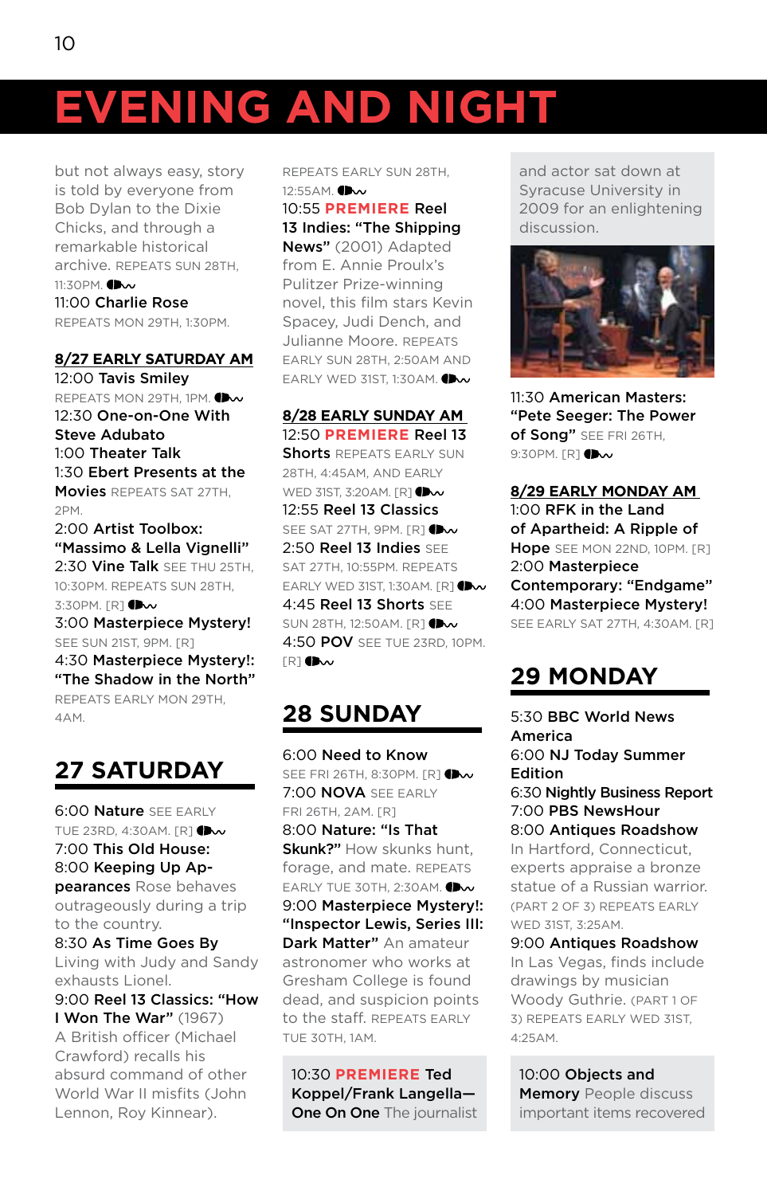# EVENING AND NIGHT

but not always easy, story is told by everyone from Bob Dylan to the Dixie Chicks, and through a remarkable historical archive. REPEATS SUN 28TH, 11:30PM.

11:00 **Charlie Rose** REPEATS MON 29TH, 1:30PM.

**8/27 EARLY SATURDAY AM**

12:00 **Tavis Smiley** REPEATS MON 29TH, 1PM.

12:30 **One-on-One With Steve Adubato**

1:00 **Theater Talk**

1:30 **Ebert Presents at the Movies** REPEATS SAT 27TH, 2PM.

2:00 **Artist Toolbox: "Massimo & Lella Vignelli"**

2:30 **Vine Talk** SEE THU 25TH, 10:30PM. REPEATS SUN 28TH, 3:30PM. [R]

3:00 **Masterpiece Mystery!** SEE SUN 21ST, 9PM. [R]

4:30 **Masterpiece Mystery!: "The Shadow in the North"** REPEATS EARLY MON 29TH, 4AM.

## 27 SATURDAY

6:00 **Nature** SEE EARLY TUE 23RD, 4:30AM. [R]

7:00 **This Old House:**

8:00 **Keeping Up Appearances** Rose behaves outrageously during a trip to the country.

8:30 **As Time Goes By** Living with Judy and Sandy exhausts Lionel.

9:00 **Reel 13 Classics: "How I Won The War"** (1967) A British officer (Michael Crawford) recalls his absurd command of other World War II misfits (John Lennon, Roy Kinnear). REPEATS EARLY SUN 28TH, 12:55AM.

10:55 **PREMIERE Reel 13 Indies: "The Shipping News"** (2001) Adapted from E. Annie Proulx's Pulitzer Prize-winning novel, this film stars Kevin Spacey, Judi Dench, and Julianne Moore. REPEATS EARLY SUN 28TH, 2:50AM AND EARLY WED 31ST, 1:30AM.

**8/28 EARLY SUNDAY AM**

12:50 **PREMIERE Reel 13 Shorts** REPEATS EARLY SUN 28TH, 4:45AM, AND EARLY WED 31ST, 3:20AM. [R]

12:55 **Reel 13 Classics** SEE SAT 27TH, 9PM. [R]

2:50 **Reel 13 Indies** SEE SAT 27TH, 10:55PM. REPEATS EARLY WED 31ST, 1:30AM. [R]

4:45 **Reel 13 Shorts** SEE SUN 28TH, 12:50AM. [R]

4:50 **POV** SEE TUE 23RD, 10PM. [R]

## 28 SUNDAY

6:00 **Need to Know** SEE FRI 26TH, 8:30PM. [R]

7:00 **NOVA** SEE EARLY FRI 26TH, 2AM. [R]

8:00 **Nature: "Is That Skunk?"** How skunks hunt, forage, and mate. REPEATS EARLY TUE 30TH, 2:30AM.

9:00 **Masterpiece Mystery!: "Inspector Lewis, Series III: Dark Matter"** An amateur astronomer who works at Gresham College is found dead, and suspicion points to the staff. REPEATS EARLY TUE 30TH, 1AM.

10:30 **PREMIERE Ted Koppel/Frank Langella—One On One** The journalist and actor sat down at Syracuse University in 2009 for an enlightening discussion.

11:30 **American Masters: "Pete Seeger: The Power of Song"** SEE FRI 26TH, 9:30PM. [R]

**8/29 EARLY MONDAY AM**

1:00 **RFK in the Land of Apartheid: A Ripple of Hope** SEE MON 22ND, 10PM. [R]

2:00 **Masterpiece Contemporary: "Endgame"**

4:00 **Masterpiece Mystery!** SEE EARLY SAT 27TH, 4:30AM. [R]

## 29 MONDAY

5:30 **BBC World News America**

6:00 **NJ Today Summer Edition**

6:30 **Nightly Business Report**

7:00 **PBS NewsHour**

8:00 **Antiques Roadshow** In Hartford, Connecticut, experts appraise a bronze statue of a Russian warrior. (PART 2 OF 3) REPEATS EARLY WED 31ST, 3:25AM.

9:00 **Antiques Roadshow** In Las Vegas, finds include drawings by musician Woody Guthrie. (PART 1 OF 3) REPEATS EARLY WED 31ST, 4:25AM.

10:00 **Objects and Memory** People discuss important items recovered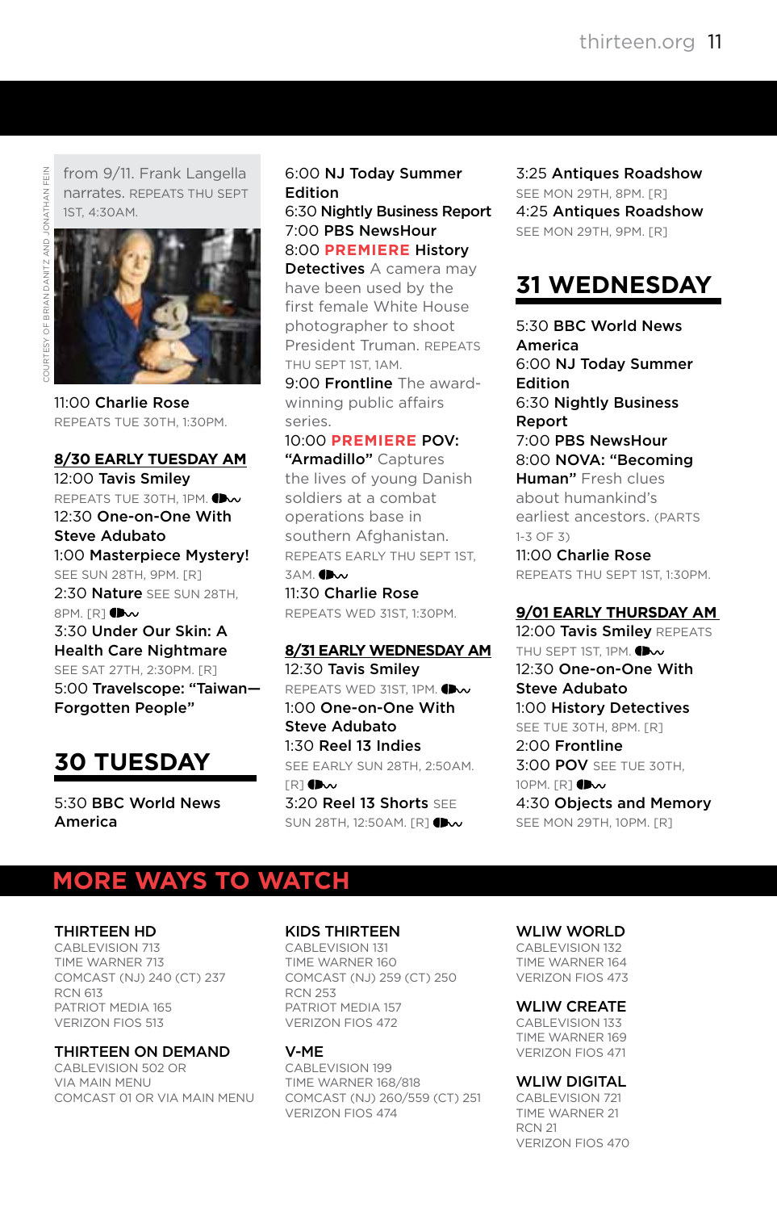from 9/11. Frank Langella narrates. REPEATS THU SEPT 1ST, 4:30AM.

COURTESY OF BRIAN DANITZ AND JONATHAN FEIN

11:00 **Charlie Rose**
REPEATS TUE 30TH, 1:30PM.

**8/30 EARLY TUESDAY AM**

12:00 **Tavis Smiley**
REPEATS TUE 30TH, 1PM.

12:30 **One-on-One With Steve Adubato**

1:00 **Masterpiece Mystery!**
SEE SUN 28TH, 9PM. [R]

2:30 **Nature** SEE SUN 28TH, 8PM. [R]

3:30 **Under Our Skin: A Health Care Nightmare**
SEE SAT 27TH, 2:30PM. [R]

5:00 **Travelscope: "Taiwan—Forgotten People"**

## 30 TUESDAY

5:30 **BBC World News America**

6:00 **NJ Today Summer Edition**

6:30 **Nightly Business Report**

7:00 **PBS NewsHour**

8:00 **PREMIERE History Detectives** A camera may have been used by the first female White House photographer to shoot President Truman. REPEATS THU SEPT 1ST, 1AM.

9:00 **Frontline** The award-winning public affairs series.

10:00 **PREMIERE POV: "Armadillo"** Captures the lives of young Danish soldiers at a combat operations base in southern Afghanistan. REPEATS EARLY THU SEPT 1ST, 3AM.

11:30 **Charlie Rose**
REPEATS WED 31ST, 1:30PM.

**8/31 EARLY WEDNESDAY AM**

12:30 **Tavis Smiley**
REPEATS WED 31ST, 1PM.

1:00 **One-on-One With Steve Adubato**

1:30 **Reel 13 Indies**
SEE EARLY SUN 28TH, 2:50AM. [R]

3:20 **Reel 13 Shorts** SEE SUN 28TH, 12:50AM. [R]

3:25 **Antiques Roadshow**
SEE MON 29TH, 8PM. [R]

4:25 **Antiques Roadshow**
SEE MON 29TH, 9PM. [R]

## 31 WEDNESDAY

5:30 **BBC World News America**

6:00 **NJ Today Summer Edition**

6:30 **Nightly Business Report**

7:00 **PBS NewsHour**

8:00 **NOVA: "Becoming Human"** Fresh clues about humankind's earliest ancestors. (PARTS 1-3 OF 3)

11:00 **Charlie Rose**
REPEATS THU SEPT 1ST, 1:30PM.

**9/01 EARLY THURSDAY AM**

12:00 **Tavis Smiley** REPEATS THU SEPT 1ST, 1PM.

12:30 **One-on-One With Steve Adubato**

1:00 **History Detectives**
SEE TUE 30TH, 8PM. [R]

2:00 **Frontline**

3:00 **POV** SEE TUE 30TH, 10PM. [R]

4:30 **Objects and Memory**
SEE MON 29TH, 10PM. [R]

## MORE WAYS TO WATCH

**THIRTEEN HD**
CABLEVISION 713
TIME WARNER 713
COMCAST (NJ) 240 (CT) 237
RCN 613
PATRIOT MEDIA 165
VERIZON FIOS 513

**THIRTEEN ON DEMAND**
CABLEVISION 502 OR VIA MAIN MENU
COMCAST 01 OR VIA MAIN MENU

**KIDS THIRTEEN**
CABLEVISION 131
TIME WARNER 160
COMCAST (NJ) 259 (CT) 250
RCN 253
PATRIOT MEDIA 157
VERIZON FIOS 472

**V-ME**
CABLEVISION 199
TIME WARNER 168/818
COMCAST (NJ) 260/559 (CT) 251
VERIZON FIOS 474

**WLIW WORLD**
CABLEVISION 132
TIME WARNER 164
VERIZON FIOS 473

**WLIW CREATE**
CABLEVISION 133
TIME WARNER 169
VERIZON FIOS 471

**WLIW DIGITAL**
CABLEVISION 721
TIME WARNER 21
RCN 21
VERIZON FIOS 470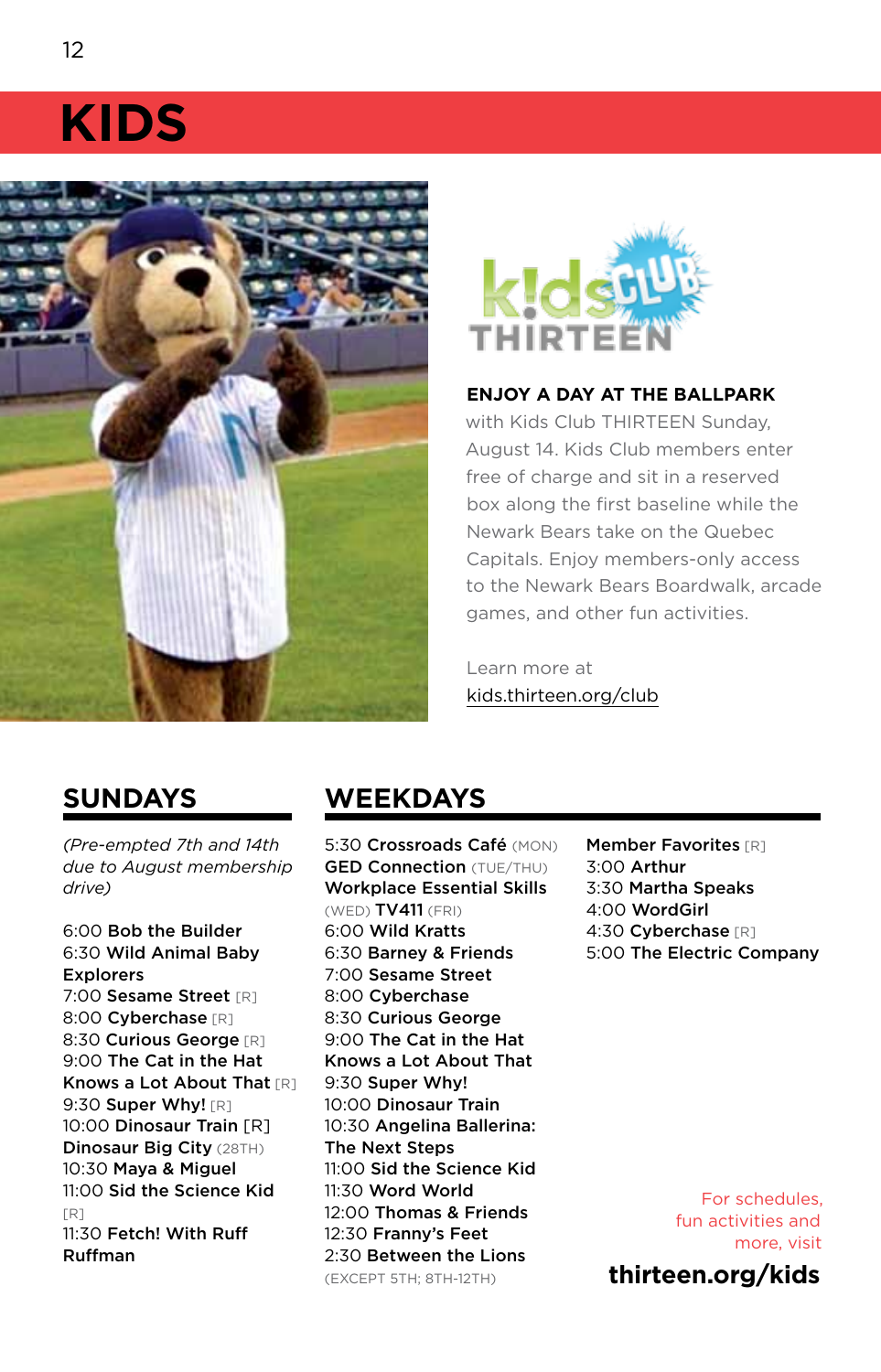# KIDS

**ENJOY A DAY AT THE BALLPARK** with Kids Club THIRTEEN Sunday, August 14. Kids Club members enter free of charge and sit in a reserved box along the first baseline while the Newark Bears take on the Quebec Capitals. Enjoy members-only access to the Newark Bears Boardwalk, arcade games, and other fun activities.

Learn more at kids.thirteen.org/club

## SUNDAYS

*(Pre-empted 7th and 14th due to August membership drive)*

6:00 **Bob the Builder**
6:30 **Wild Animal Baby Explorers**
7:00 **Sesame Street** [R]
8:00 **Cyberchase** [R]
8:30 **Curious George** [R]
9:00 **The Cat in the Hat Knows a Lot About That** [R]
9:30 **Super Why!** [R]
10:00 **Dinosaur Train** [R] **Dinosaur Big City** (28TH)
10:30 **Maya & Miguel**
11:00 **Sid the Science Kid** [R]
11:30 **Fetch! With Ruff Ruffman**

## WEEKDAYS

5:30 **Crossroads Café** (MON) **GED Connection** (TUE/THU) **Workplace Essential Skills** (WED) **TV411** (FRI)
6:00 **Wild Kratts**
6:30 **Barney & Friends**
7:00 **Sesame Street**
8:00 **Cyberchase**
8:30 **Curious George**
9:00 **The Cat in the Hat Knows a Lot About That**
9:30 **Super Why!**
10:00 **Dinosaur Train**
10:30 **Angelina Ballerina: The Next Steps**
11:00 **Sid the Science Kid**
11:30 **Word World**
12:00 **Thomas & Friends**
12:30 **Franny's Feet**
2:30 **Between the Lions** (EXCEPT 5TH; 8TH-12TH) **Member Favorites** [R]
3:00 **Arthur**
3:30 **Martha Speaks**
4:00 **WordGirl**
4:30 **Cyberchase** [R]
5:00 **The Electric Company**

For schedules, fun activities and more, visit **thirteen.org/kids**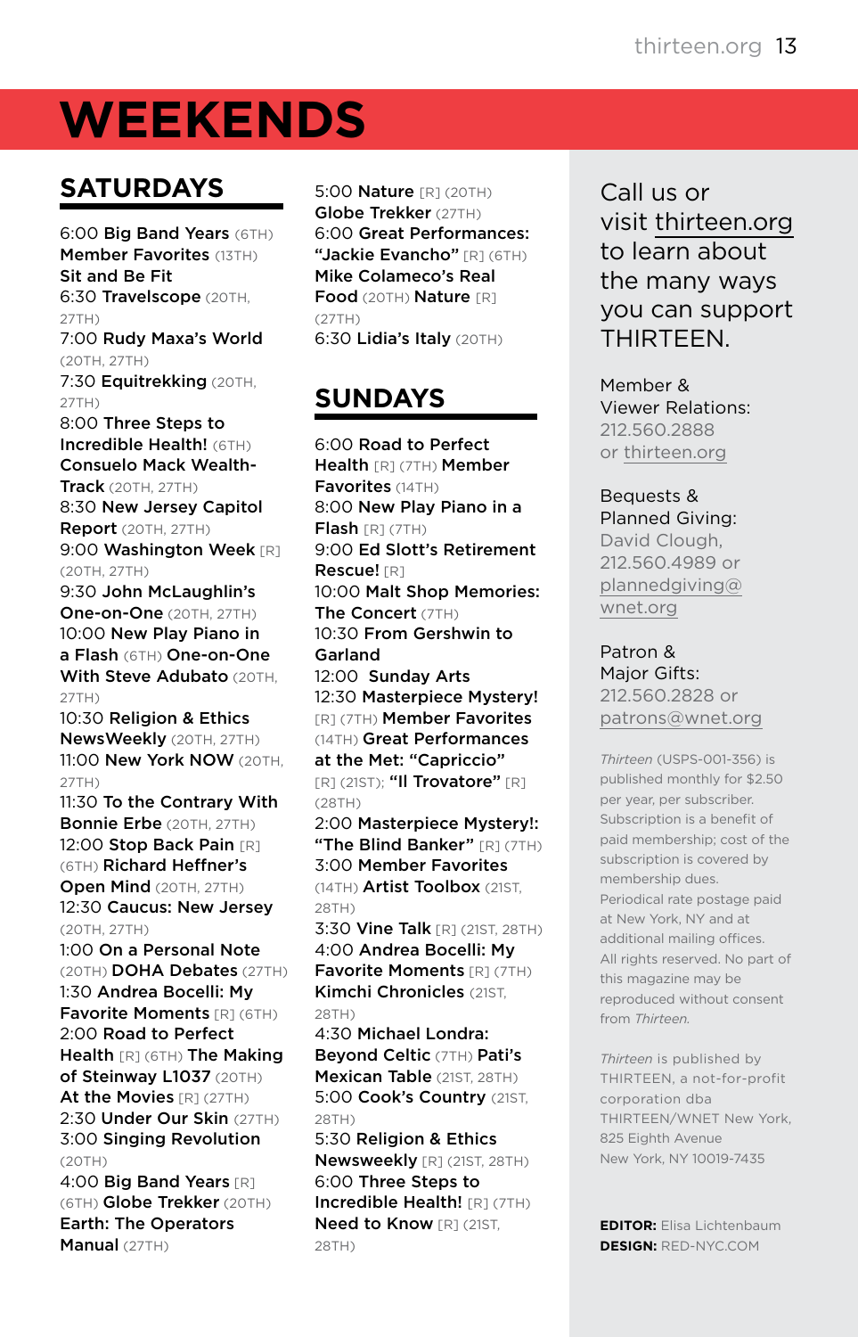# WEEKENDS

## SATURDAYS

6:00 **Big Band Years** (6TH) **Member Favorites** (13TH) **Sit and Be Fit**
6:30 **Travelscope** (20TH, 27TH)
7:00 **Rudy Maxa's World** (20TH, 27TH)
7:30 **Equitrekking** (20TH, 27TH)
8:00 **Three Steps to Incredible Health!** (6TH) **Consuelo Mack WealthTrack** (20TH, 27TH)
8:30 **New Jersey Capitol Report** (20TH, 27TH)
9:00 **Washington Week** [R] (20TH, 27TH)
9:30 **John McLaughlin's One-on-One** (20TH, 27TH)
10:00 **New Play Piano in a Flash** (6TH) **One-on-One With Steve Adubato** (20TH, 27TH)
10:30 **Religion & Ethics NewsWeekly** (20TH, 27TH)
11:00 **New York NOW** (20TH, 27TH)
11:30 **To the Contrary With Bonnie Erbe** (20TH, 27TH)
12:00 **Stop Back Pain** [R] (6TH) **Richard Heffner's Open Mind** (20TH, 27TH)
12:30 **Caucus: New Jersey** (20TH, 27TH)
1:00 **On a Personal Note** (20TH) **DOHA Debates** (27TH)
1:30 **Andrea Bocelli: My Favorite Moments** [R] (6TH)
2:00 **Road to Perfect Health** [R] (6TH) **The Making of Steinway L1037** (20TH) **At the Movies** [R] (27TH)
2:30 **Under Our Skin** (27TH)
3:00 **Singing Revolution** (20TH)
4:00 **Big Band Years** [R] (6TH) **Globe Trekker** (20TH) **Earth: The Operators Manual** (27TH)
5:00 **Nature** [R] (20TH) **Globe Trekker** (27TH)
6:00 **Great Performances: "Jackie Evancho"** [R] (6TH) **Mike Colameco's Real Food** (20TH) **Nature** [R] (27TH)
6:30 **Lidia's Italy** (20TH)

## SUNDAYS

6:00 **Road to Perfect Health** [R] (7TH) **Member Favorites** (14TH)
8:00 **New Play Piano in a Flash** [R] (7TH)
9:00 **Ed Slott's Retirement Rescue!** [R]
10:00 **Malt Shop Memories: The Concert** (7TH)
10:30 **From Gershwin to Garland**
12:00 **Sunday Arts**
12:30 **Masterpiece Mystery!** [R] (7TH) **Member Favorites** (14TH) **Great Performances at the Met: "Capriccio"** [R] (21ST); **"Il Trovatore"** [R] (28TH)
2:00 **Masterpiece Mystery!: "The Blind Banker"** [R] (7TH)
3:00 **Member Favorites** (14TH) **Artist Toolbox** (21ST, 28TH)
3:30 **Vine Talk** [R] (21ST, 28TH)
4:00 **Andrea Bocelli: My Favorite Moments** [R] (7TH) **Kimchi Chronicles** (21ST, 28TH)
4:30 **Michael Londra: Beyond Celtic** (7TH) **Pati's Mexican Table** (21ST, 28TH)
5:00 **Cook's Country** (21ST, 28TH)
5:30 **Religion & Ethics Newsweekly** [R] (21ST, 28TH)
6:00 **Three Steps to Incredible Health!** [R] (7TH) **Need to Know** [R] (21ST, 28TH)

---

Call us or visit thirteen.org to learn about the many ways you can support THIRTEEN.

Member & Viewer Relations:
212.560.2888
or thirteen.org

Bequests & Planned Giving:
David Clough,
212.560.4989 or
plannedgiving@wnet.org

Patron & Major Gifts:
212.560.2828 or
patrons@wnet.org

*Thirteen* (USPS-001-356) is published monthly for $2.50 per year, per subscriber. Subscription is a benefit of paid membership; cost of the subscription is covered by membership dues. Periodical rate postage paid at New York, NY and at additional mailing offices. All rights reserved. No part of this magazine may be reproduced without consent from *Thirteen*.

*Thirteen* is published by THIRTEEN, a not-for-profit corporation dba THIRTEEN/WNET New York, 825 Eighth Avenue New York, NY 10019-7435

**EDITOR:** Elisa Lichtenbaum
**DESIGN:** RED-NYC.COM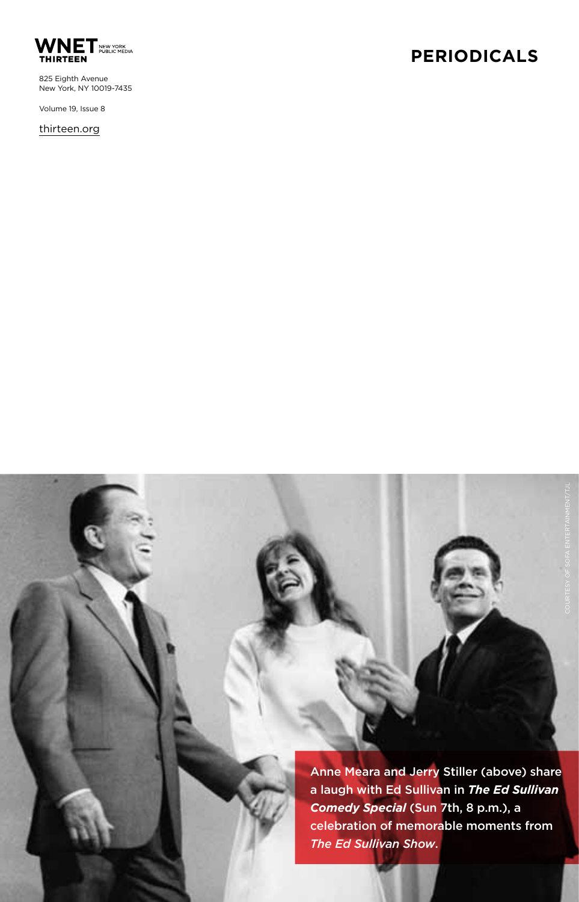WNET THIRTEEN NEW YORK PUBLIC MEDIA

825 Eighth Avenue
New York, NY 10019-7435

Volume 19, Issue 8

thirteen.org

## PERIODICALS

COURTESY OF SOFA ENTERTAINMENT/TJL

Anne Meara and Jerry Stiller (above) share a laugh with Ed Sullivan in ***The Ed Sullivan Comedy Special*** (Sun 7th, 8 p.m.), a celebration of memorable moments from *The Ed Sullivan Show*.